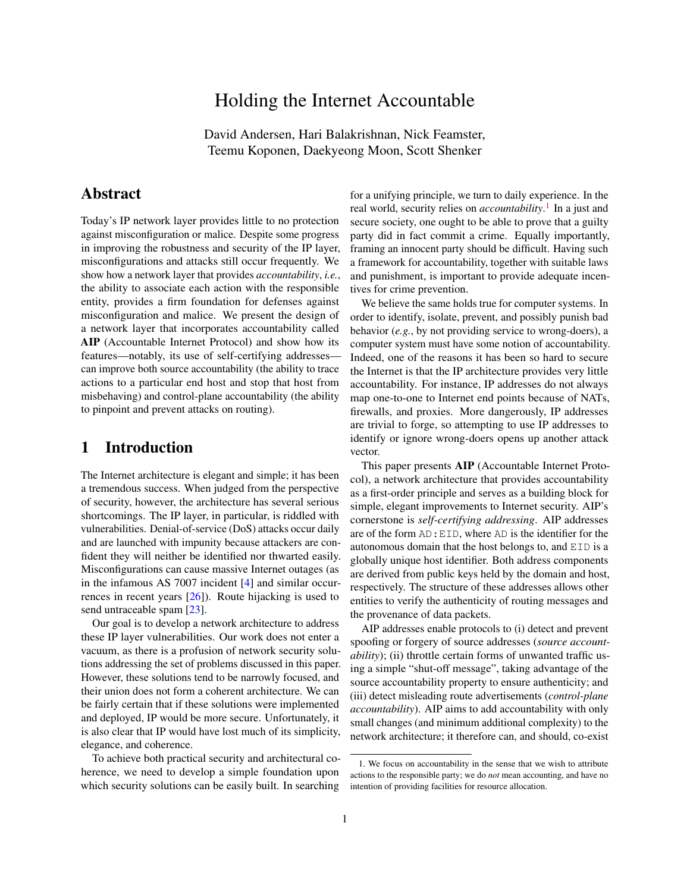# Holding the Internet Accountable

David Andersen, Hari Balakrishnan, Nick Feamster, Teemu Koponen, Daekyeong Moon, Scott Shenker

## Abstract

Today's IP network layer provides little to no protection against misconfiguration or malice. Despite some progress in improving the robustness and security of the IP layer, misconfigurations and attacks still occur frequently. We show how a network layer that provides *accountability*, *i.e.*, the ability to associate each action with the responsible entity, provides a firm foundation for defenses against misconfiguration and malice. We present the design of a network layer that incorporates accountability called **AIP** (Accountable Internet Protocol) and show how its features—notably, its use of self-certifying addresses—can improve both source accountability (the ability to trace actions to a particular end host and stop that host from misbehaving) and control-plane accountability (the ability to pinpoint and prevent attacks on routing).

## 1 Introduction

The Internet architecture is elegant and simple; it has been a tremendous success. When judged from the perspective of security, however, the architecture has several serious shortcomings. The IP layer, in particular, is riddled with vulnerabilities. Denial-of-service (DoS) attacks occur daily and are launched with impunity because attackers are confident they will neither be identified nor thwarted easily. Misconfigurations can cause massive Internet outages (as in the infamous AS 7007 incident [4] and similar occurrences in recent years [26]). Route hijacking is used to send untraceable spam [23].

Our goal is to develop a network architecture to address these IP layer vulnerabilities. Our work does not enter a vacuum, as there is a profusion of network security solutions addressing the set of problems discussed in this paper. However, these solutions tend to be narrowly focused, and their union does not form a coherent architecture. We can be fairly certain that if these solutions were implemented and deployed, IP would be more secure. Unfortunately, it is also clear that IP would have lost much of its simplicity, elegance, and coherence.

To achieve both practical security and architectural coherence, we need to develop a simple foundation upon which security solutions can be easily built. In searching for a unifying principle, we turn to daily experience. In the real world, security relies on *accountability*.[1] In a just and secure society, one ought to be able to prove that a guilty party did in fact commit a crime. Equally importantly, framing an innocent party should be difficult. Having such a framework for accountability, together with suitable laws and punishment, is important to provide adequate incentives for crime prevention.

We believe the same holds true for computer systems. In order to identify, isolate, prevent, and possibly punish bad behavior (*e.g.*, by not providing service to wrong-doers), a computer system must have some notion of accountability. Indeed, one of the reasons it has been so hard to secure the Internet is that the IP architecture provides very little accountability. For instance, IP addresses do not always map one-to-one to Internet end points because of NATs, firewalls, and proxies. More dangerously, IP addresses are trivial to forge, so attempting to use IP addresses to identify or ignore wrong-doers opens up another attack vector.

This paper presents **AIP** (Accountable Internet Protocol), a network architecture that provides accountability as a first-order principle and serves as a building block for simple, elegant improvements to Internet security. AIP's cornerstone is *self-certifying addressing*. AIP addresses are of the form `AD:EID`, where `AD` is the identifier for the autonomous domain that the host belongs to, and `EID` is a globally unique host identifier. Both address components are derived from public keys held by the domain and host, respectively. The structure of these addresses allows other entities to verify the authenticity of routing messages and the provenance of data packets.

AIP addresses enable protocols to (i) detect and prevent spoofing or forgery of source addresses (*source accountability*); (ii) throttle certain forms of unwanted traffic using a simple "shut-off message", taking advantage of the source accountability property to ensure authenticity; and (iii) detect misleading route advertisements (*control-plane accountability*). AIP aims to add accountability with only small changes (and minimum additional complexity) to the network architecture; it therefore can, and should, co-exist

---

1. We focus on accountability in the sense that we wish to attribute actions to the responsible party; we do *not* mean accounting, and have no intention of providing facilities for resource allocation.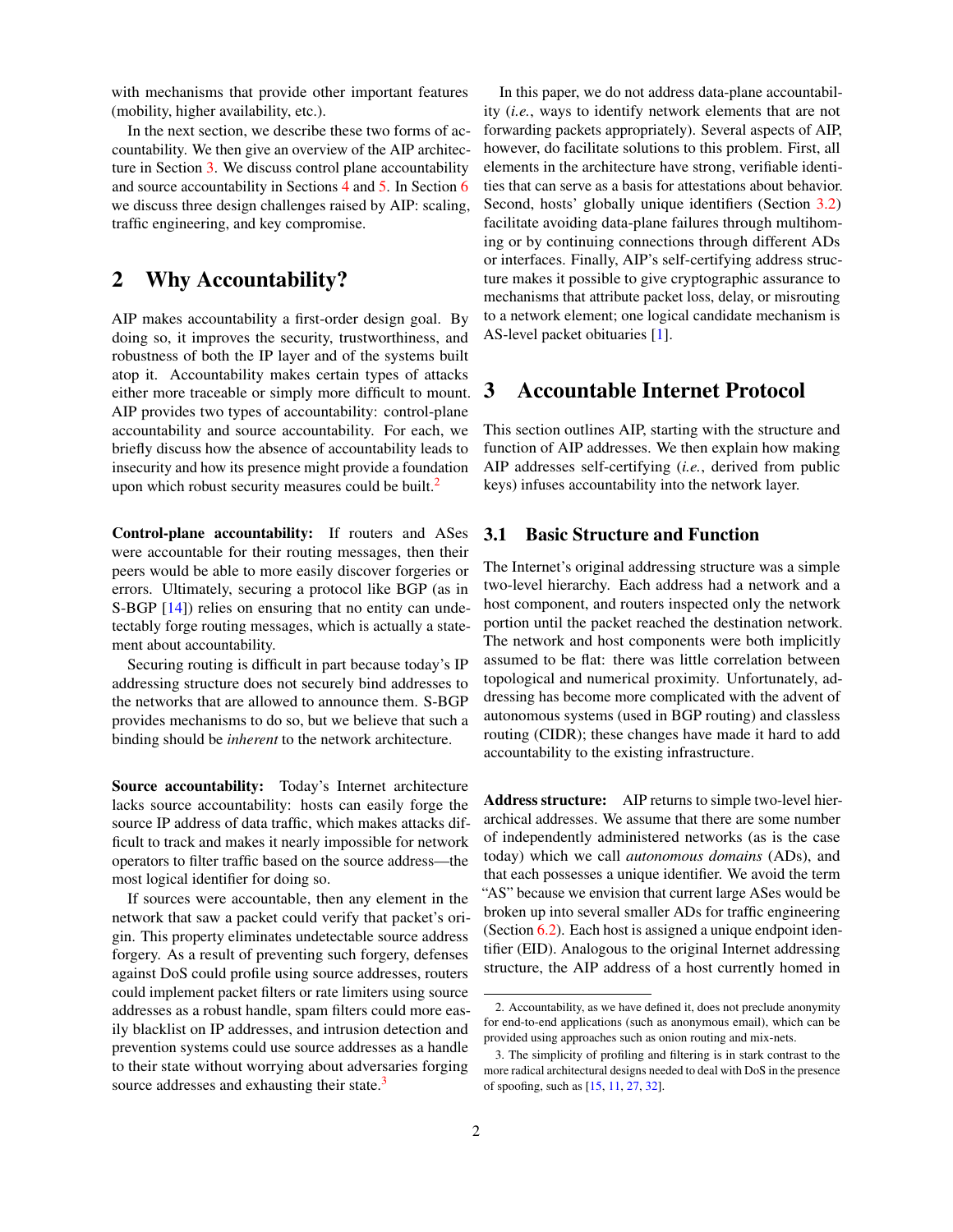with mechanisms that provide other important features (mobility, higher availability, etc.).

In the next section, we describe these two forms of accountability. We then give an overview of the AIP architecture in Section 3. We discuss control plane accountability and source accountability in Sections 4 and 5. In Section 6 we discuss three design challenges raised by AIP: scaling, traffic engineering, and key compromise.

## 2 Why Accountability?

AIP makes accountability a first-order design goal. By doing so, it improves the security, trustworthiness, and robustness of both the IP layer and of the systems built atop it. Accountability makes certain types of attacks either more traceable or simply more difficult to mount. AIP provides two types of accountability: control-plane accountability and source accountability. For each, we briefly discuss how the absence of accountability leads to insecurity and how its presence might provide a foundation upon which robust security measures could be built.[2]

**Control-plane accountability:** If routers and ASes were accountable for their routing messages, then their peers would be able to more easily discover forgeries or errors. Ultimately, securing a protocol like BGP (as in S-BGP [14]) relies on ensuring that no entity can undetectably forge routing messages, which is actually a statement about accountability.

Securing routing is difficult in part because today's IP addressing structure does not securely bind addresses to the networks that are allowed to announce them. S-BGP provides mechanisms to do so, but we believe that such a binding should be *inherent* to the network architecture.

**Source accountability:** Today's Internet architecture lacks source accountability: hosts can easily forge the source IP address of data traffic, which makes attacks difficult to track and makes it nearly impossible for network operators to filter traffic based on the source address—the most logical identifier for doing so.

If sources were accountable, then any element in the network that saw a packet could verify that packet's origin. This property eliminates undetectable source address forgery. As a result of preventing such forgery, defenses against DoS could profile using source addresses, routers could implement packet filters or rate limiters using source addresses as a robust handle, spam filters could more easily blacklist on IP addresses, and intrusion detection and prevention systems could use source addresses as a handle to their state without worrying about adversaries forging source addresses and exhausting their state.[3]

In this paper, we do not address data-plane accountability (*i.e.*, ways to identify network elements that are not forwarding packets appropriately). Several aspects of AIP, however, do facilitate solutions to this problem. First, all elements in the architecture have strong, verifiable identities that can serve as a basis for attestations about behavior. Second, hosts' globally unique identifiers (Section 3.2) facilitate avoiding data-plane failures through multihoming or by continuing connections through different ADs or interfaces. Finally, AIP's self-certifying address structure makes it possible to give cryptographic assurance to mechanisms that attribute packet loss, delay, or misrouting to a network element; one logical candidate mechanism is AS-level packet obituaries [1].

## 3 Accountable Internet Protocol

This section outlines AIP, starting with the structure and function of AIP addresses. We then explain how making AIP addresses self-certifying (*i.e.*, derived from public keys) infuses accountability into the network layer.

### 3.1 Basic Structure and Function

The Internet's original addressing structure was a simple two-level hierarchy. Each address had a network and a host component, and routers inspected only the network portion until the packet reached the destination network. The network and host components were both implicitly assumed to be flat: there was little correlation between topological and numerical proximity. Unfortunately, addressing has become more complicated with the advent of autonomous systems (used in BGP routing) and classless routing (CIDR); these changes have made it hard to add accountability to the existing infrastructure.

**Address structure:** AIP returns to simple two-level hierarchical addresses. We assume that there are some number of independently administered networks (as is the case today) which we call *autonomous domains* (ADs), and that each possesses a unique identifier. We avoid the term "AS" because we envision that current large ASes would be broken up into several smaller ADs for traffic engineering (Section 6.2). Each host is assigned a unique endpoint identifier (EID). Analogous to the original Internet addressing structure, the AIP address of a host currently homed in

---

2. Accountability, as we have defined it, does not preclude anonymity for end-to-end applications (such as anonymous email), which can be provided using approaches such as onion routing and mix-nets.

3. The simplicity of profiling and filtering is in stark contrast to the more radical architectural designs needed to deal with DoS in the presence of spoofing, such as [15, 11, 27, 32].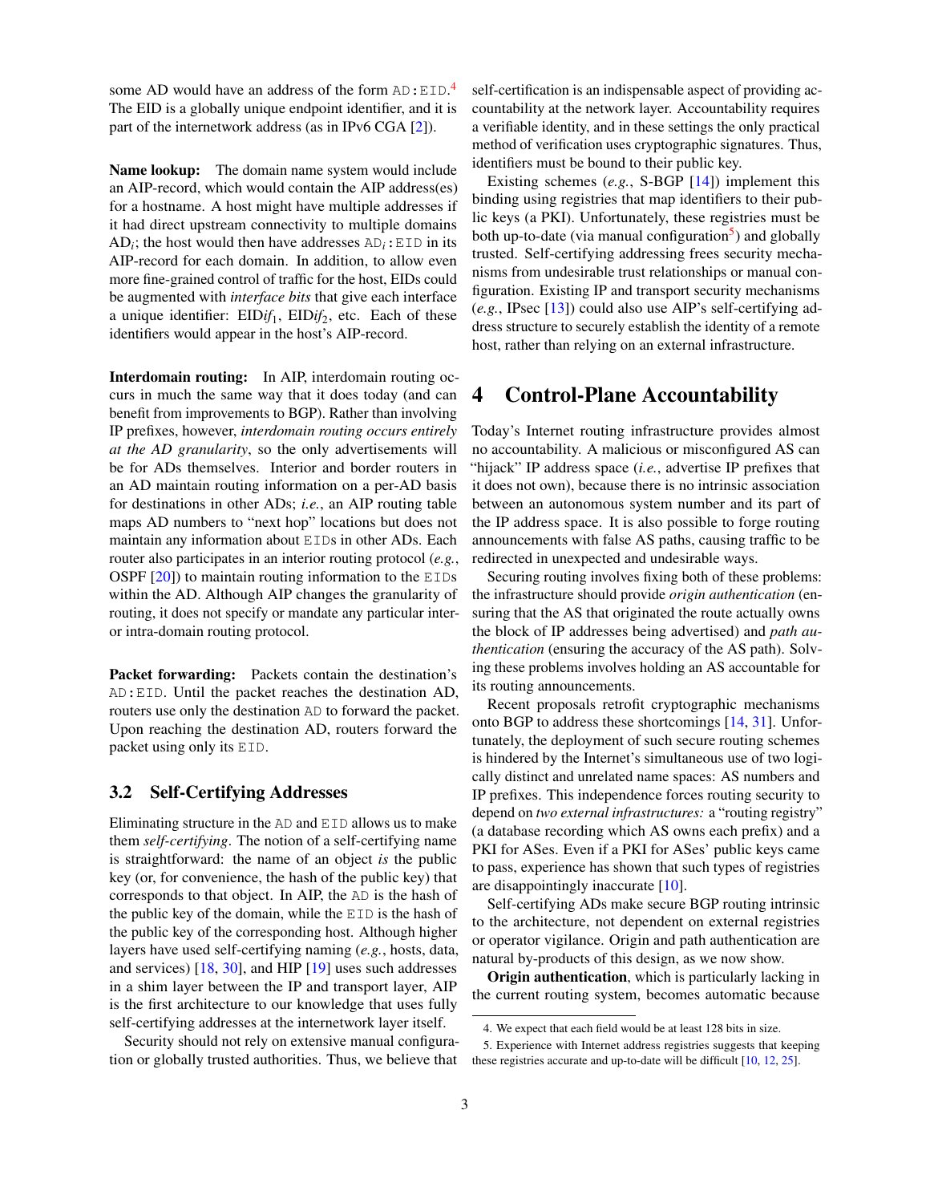some AD would have an address of the form AD:EID.[4] The EID is a globally unique endpoint identifier, and it is part of the internetwork address (as in IPv6 CGA [2]).

**Name lookup:** The domain name system would include an AIP-record, which would contain the AIP address(es) for a hostname. A host might have multiple addresses if it had direct upstream connectivity to multiple domains $\text{AD}_i$; the host would then have addresses $\text{AD}_i$:EID in its AIP-record for each domain. In addition, to allow even more fine-grained control of traffic for the host, EIDs could be augmented with *interface bits* that give each interface a unique identifier: $\text{EID}\textit{if}_1$, $\text{EID}\textit{if}_2$, etc. Each of these identifiers would appear in the host's AIP-record.

**Interdomain routing:** In AIP, interdomain routing occurs in much the same way that it does today (and can benefit from improvements to BGP). Rather than involving IP prefixes, however, *interdomain routing occurs entirely at the AD granularity*, so the only advertisements will be for ADs themselves. Interior and border routers in an AD maintain routing information on a per-AD basis for destinations in other ADs; *i.e.*, an AIP routing table maps AD numbers to "next hop" locations but does not maintain any information about EIDs in other ADs. Each router also participates in an interior routing protocol (*e.g.*, OSPF [20]) to maintain routing information to the EIDs within the AD. Although AIP changes the granularity of routing, it does not specify or mandate any particular inter- or intra-domain routing protocol.

**Packet forwarding:** Packets contain the destination's AD:EID. Until the packet reaches the destination AD, routers use only the destination AD to forward the packet. Upon reaching the destination AD, routers forward the packet using only its EID.

### 3.2 Self-Certifying Addresses

Eliminating structure in the AD and EID allows us to make them *self-certifying*. The notion of a self-certifying name is straightforward: the name of an object *is* the public key (or, for convenience, the hash of the public key) that corresponds to that object. In AIP, the AD is the hash of the public key of the domain, while the EID is the hash of the public key of the corresponding host. Although higher layers have used self-certifying naming (*e.g.*, hosts, data, and services) [18, 30], and HIP [19] uses such addresses in a shim layer between the IP and transport layer, AIP is the first architecture to our knowledge that uses fully self-certifying addresses at the internetwork layer itself.

Security should not rely on extensive manual configuration or globally trusted authorities. Thus, we believe that self-certification is an indispensable aspect of providing accountability at the network layer. Accountability requires a verifiable identity, and in these settings the only practical method of verification uses cryptographic signatures. Thus, identifiers must be bound to their public key.

Existing schemes (*e.g.*, S-BGP [14]) implement this binding using registries that map identifiers to their public keys (a PKI). Unfortunately, these registries must be both up-to-date (via manual configuration[5]) and globally trusted. Self-certifying addressing frees security mechanisms from undesirable trust relationships or manual configuration. Existing IP and transport security mechanisms (*e.g.*, IPsec [13]) could also use AIP's self-certifying address structure to securely establish the identity of a remote host, rather than relying on an external infrastructure.

## 4 Control-Plane Accountability

Today's Internet routing infrastructure provides almost no accountability. A malicious or misconfigured AS can "hijack" IP address space (*i.e.*, advertise IP prefixes that it does not own), because there is no intrinsic association between an autonomous system number and its part of the IP address space. It is also possible to forge routing announcements with false AS paths, causing traffic to be redirected in unexpected and undesirable ways.

Securing routing involves fixing both of these problems: the infrastructure should provide *origin authentication* (ensuring that the AS that originated the route actually owns the block of IP addresses being advertised) and *path authentication* (ensuring the accuracy of the AS path). Solving these problems involves holding an AS accountable for its routing announcements.

Recent proposals retrofit cryptographic mechanisms onto BGP to address these shortcomings [14, 31]. Unfortunately, the deployment of such secure routing schemes is hindered by the Internet's simultaneous use of two logically distinct and unrelated name spaces: AS numbers and IP prefixes. This independence forces routing security to depend on *two external infrastructures:* a "routing registry" (a database recording which AS owns each prefix) and a PKI for ASes. Even if a PKI for ASes' public keys came to pass, experience has shown that such types of registries are disappointingly inaccurate [10].

Self-certifying ADs make secure BGP routing intrinsic to the architecture, not dependent on external registries or operator vigilance. Origin and path authentication are natural by-products of this design, as we now show.

**Origin authentication**, which is particularly lacking in the current routing system, becomes automatic because

4. We expect that each field would be at least 128 bits in size.

5. Experience with Internet address registries suggests that keeping these registries accurate and up-to-date will be difficult [10, 12, 25].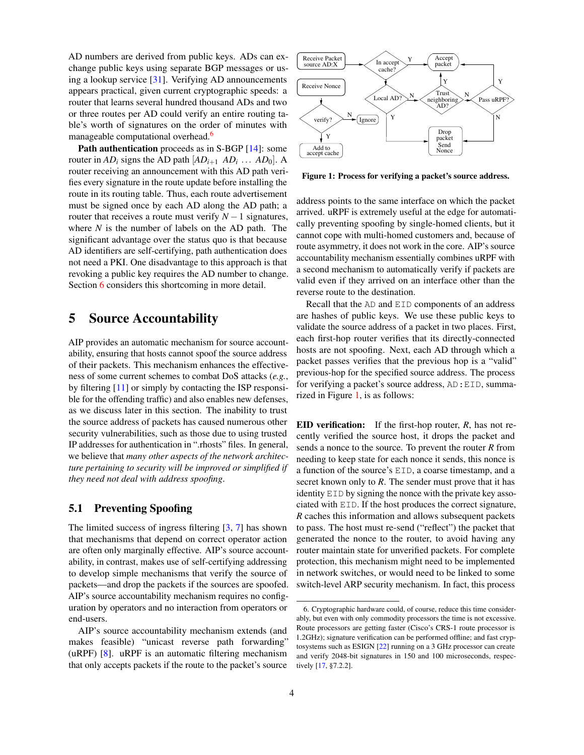AD numbers are derived from public keys. ADs can exchange public keys using separate BGP messages or using a lookup service [31]. Verifying AD announcements appears practical, given current cryptographic speeds: a router that learns several hundred thousand ADs and two or three routes per AD could verify an entire routing table's worth of signatures on the order of minutes with manageable computational overhead.[6]

**Path authentication** proceeds as in S-BGP [14]: some router in $AD_i$ signs the AD path $[AD_{i+1}\ AD_i\ \ldots\ AD_0]$. A router receiving an announcement with this AD path verifies every signature in the route update before installing the route in its routing table. Thus, each route advertisement must be signed once by each AD along the AD path; a router that receives a route must verify $N-1$ signatures, where $N$ is the number of labels on the AD path. The significant advantage over the status quo is that because AD identifiers are self-certifying, path authentication does not need a PKI. One disadvantage to this approach is that revoking a public key requires the AD number to change. Section 6 considers this shortcoming in more detail.

# 5 Source Accountability

AIP provides an automatic mechanism for source accountability, ensuring that hosts cannot spoof the source address of their packets. This mechanism enhances the effectiveness of some current schemes to combat DoS attacks (*e.g.*, by filtering [11] or simply by contacting the ISP responsible for the offending traffic) and also enables new defenses, as we discuss later in this section. The inability to trust the source address of packets has caused numerous other security vulnerabilities, such as those due to using trusted IP addresses for authentication in ".rhosts" files. In general, we believe that *many other aspects of the network architecture pertaining to security will be improved or simplified if they need not deal with address spoofing*.

## 5.1 Preventing Spoofing

The limited success of ingress filtering [3, 7] has shown that mechanisms that depend on correct operator action are often only marginally effective. AIP's source accountability, in contrast, makes use of self-certifying addressing to develop simple mechanisms that verify the source of packets—and drop the packets if the sources are spoofed. AIP's source accountability mechanism requires no configuration by operators and no interaction from operators or end-users.

AIP's source accountability mechanism extends (and makes feasible) "unicast reverse path forwarding" (uRPF) [8]. uRPF is an automatic filtering mechanism that only accepts packets if the route to the packet's source address points to the same interface on which the packet arrived. uRPF is extremely useful at the edge for automatically preventing spoofing by single-homed clients, but it cannot cope with multi-homed customers and, because of route asymmetry, it does not work in the core. AIP's source accountability mechanism essentially combines uRPF with a second mechanism to automatically verify if packets are valid even if they arrived on an interface other than the reverse route to the destination.

Recall that the `AD` and `EID` components of an address are hashes of public keys. We use these public keys to validate the source address of a packet in two places. First, each first-hop router verifies that its directly-connected hosts are not spoofing. Next, each AD through which a packet passes verifies that the previous hop is a "valid" previous-hop for the specified source address. The process for verifying a packet's source address, `AD:EID`, summarized in Figure 1, is as follows:

**Figure 1: Process for verifying a packet's source address.**

**EID verification:** If the first-hop router, $R$, has not recently verified the source host, it drops the packet and sends a nonce to the source. To prevent the router $R$ from needing to keep state for each nonce it sends, this nonce is a function of the source's `EID`, a coarse timestamp, and a secret known only to $R$. The sender must prove that it has identity `EID` by signing the nonce with the private key associated with `EID`. If the host produces the correct signature, $R$ caches this information and allows subsequent packets to pass. The host must re-send ("reflect") the packet that generated the nonce to the router, to avoid having any router maintain state for unverified packets. For complete protection, this mechanism might need to be implemented in network switches, or would need to be linked to some switch-level ARP security mechanism. In fact, this process

[6] Cryptographic hardware could, of course, reduce this time considerably, but even with only commodity processors the time is not excessive. Route processors are getting faster (Cisco's CRS-1 route processor is 1.2GHz); signature verification can be performed offline; and fast cryptosystems such as ESIGN [22] running on a 3 GHz processor can create and verify 2048-bit signatures in 150 and 100 microseconds, respectively [17, §7.2.2].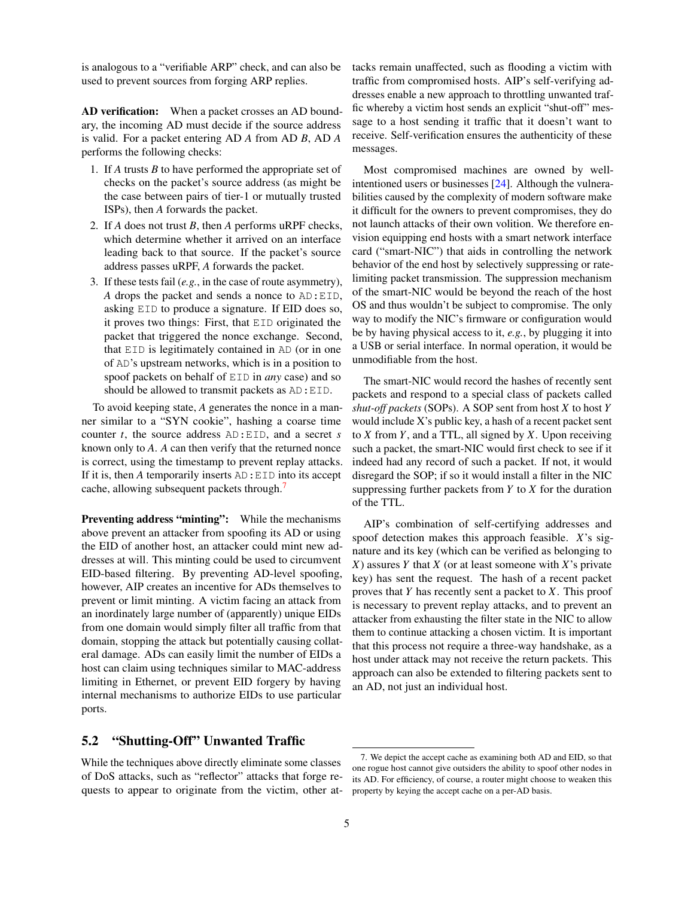is analogous to a "verifiable ARP" check, and can also be used to prevent sources from forging ARP replies.

**AD verification:** When a packet crosses an AD boundary, the incoming AD must decide if the source address is valid. For a packet entering AD *A* from AD *B*, AD *A* performs the following checks:

1. If *A* trusts *B* to have performed the appropriate set of checks on the packet's source address (as might be the case between pairs of tier-1 or mutually trusted ISPs), then *A* forwards the packet.
2. If *A* does not trust *B*, then *A* performs uRPF checks, which determine whether it arrived on an interface leading back to that source. If the packet's source address passes uRPF, *A* forwards the packet.
3. If these tests fail (*e.g.*, in the case of route asymmetry), *A* drops the packet and sends a nonce to `AD:EID`, asking `EID` to produce a signature. If EID does so, it proves two things: First, that `EID` originated the packet that triggered the nonce exchange. Second, that `EID` is legitimately contained in `AD` (or in one of `AD`'s upstream networks, which is in a position to spoof packets on behalf of `EID` in *any* case) and so should be allowed to transmit packets as `AD:EID`.

To avoid keeping state, *A* generates the nonce in a manner similar to a "SYN cookie", hashing a coarse time counter $t$, the source address `AD:EID`, and a secret $s$ known only to *A*. *A* can then verify that the returned nonce is correct, using the timestamp to prevent replay attacks. If it is, then *A* temporarily inserts `AD:EID` into its accept cache, allowing subsequent packets through.[7]

**Preventing address "minting":** While the mechanisms above prevent an attacker from spoofing its AD or using the EID of another host, an attacker could mint new addresses at will. This minting could be used to circumvent EID-based filtering. By preventing AD-level spoofing, however, AIP creates an incentive for ADs themselves to prevent or limit minting. A victim facing an attack from an inordinately large number of (apparently) unique EIDs from one domain would simply filter all traffic from that domain, stopping the attack but potentially causing collateral damage. ADs can easily limit the number of EIDs a host can claim using techniques similar to MAC-address limiting in Ethernet, or prevent EID forgery by having internal mechanisms to authorize EIDs to use particular ports.

## 5.2 "Shutting-Off" Unwanted Traffic

While the techniques above directly eliminate some classes of DoS attacks, such as "reflector" attacks that forge requests to appear to originate from the victim, other attacks remain unaffected, such as flooding a victim with traffic from compromised hosts. AIP's self-verifying addresses enable a new approach to throttling unwanted traffic whereby a victim host sends an explicit "shut-off" message to a host sending it traffic that it doesn't want to receive. Self-verification ensures the authenticity of these messages.

Most compromised machines are owned by well-intentioned users or businesses [24]. Although the vulnerabilities caused by the complexity of modern software make it difficult for the owners to prevent compromises, they do not launch attacks of their own volition. We therefore envision equipping end hosts with a smart network interface card ("smart-NIC") that aids in controlling the network behavior of the end host by selectively suppressing or rate-limiting packet transmission. The suppression mechanism of the smart-NIC would be beyond the reach of the host OS and thus wouldn't be subject to compromise. The only way to modify the NIC's firmware or configuration would be by having physical access to it, *e.g.*, by plugging it into a USB or serial interface. In normal operation, it would be unmodifiable from the host.

The smart-NIC would record the hashes of recently sent packets and respond to a special class of packets called *shut-off packets* (SOPs). A SOP sent from host $X$ to host $Y$ would include X's public key, a hash of a recent packet sent to $X$ from $Y$, and a TTL, all signed by $X$. Upon receiving such a packet, the smart-NIC would first check to see if it indeed had any record of such a packet. If not, it would disregard the SOP; if so it would install a filter in the NIC suppressing further packets from $Y$ to $X$ for the duration of the TTL.

AIP's combination of self-certifying addresses and spoof detection makes this approach feasible. $X$'s signature and its key (which can be verified as belonging to $X$) assures $Y$ that $X$ (or at least someone with $X$'s private key) has sent the request. The hash of a recent packet proves that $Y$ has recently sent a packet to $X$. This proof is necessary to prevent replay attacks, and to prevent an attacker from exhausting the filter state in the NIC to allow them to continue attacking a chosen victim. It is important that this process not require a three-way handshake, as a host under attack may not receive the return packets. This approach can also be extended to filtering packets sent to an AD, not just an individual host.

7. We depict the accept cache as examining both AD and EID, so that one rogue host cannot give outsiders the ability to spoof other nodes in its AD. For efficiency, of course, a router might choose to weaken this property by keying the accept cache on a per-AD basis.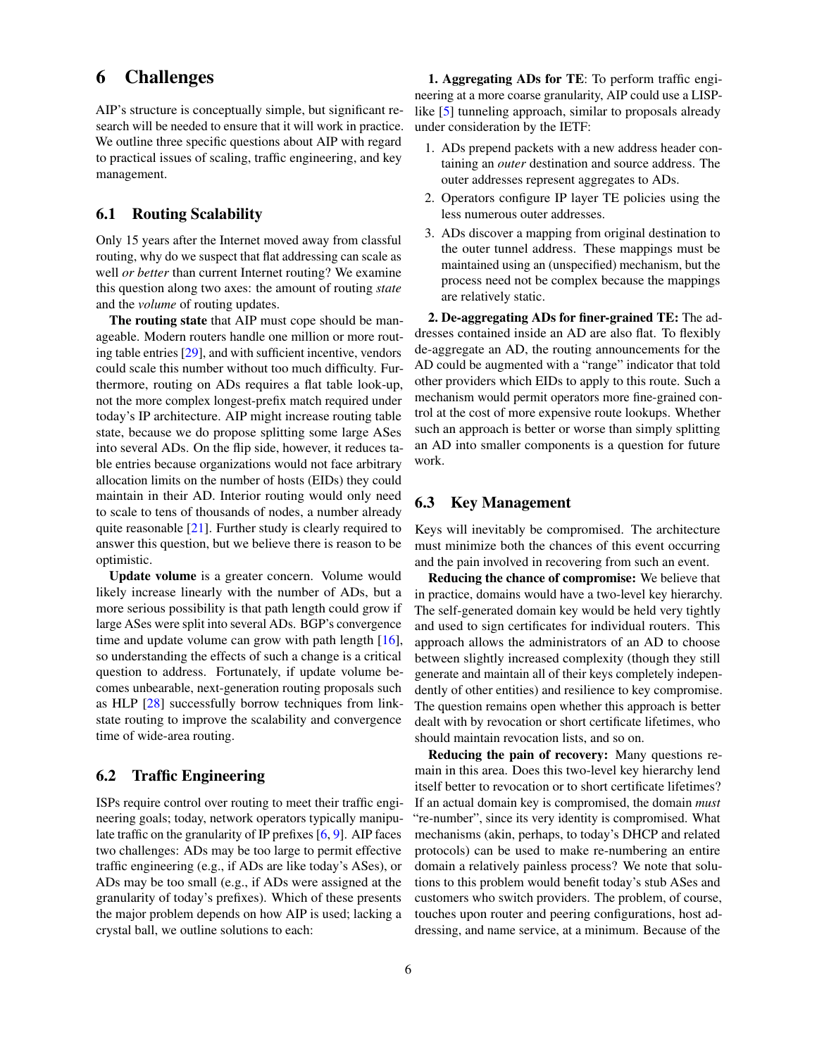# 6 Challenges

AIP's structure is conceptually simple, but significant research will be needed to ensure that it will work in practice. We outline three specific questions about AIP with regard to practical issues of scaling, traffic engineering, and key management.

## 6.1 Routing Scalability

Only 15 years after the Internet moved away from classful routing, why do we suspect that flat addressing can scale as well *or better* than current Internet routing? We examine this question along two axes: the amount of routing *state* and the *volume* of routing updates.

**The routing state** that AIP must cope should be manageable. Modern routers handle one million or more routing table entries [29], and with sufficient incentive, vendors could scale this number without too much difficulty. Furthermore, routing on ADs requires a flat table look-up, not the more complex longest-prefix match required under today's IP architecture. AIP might increase routing table state, because we do propose splitting some large ASes into several ADs. On the flip side, however, it reduces table entries because organizations would not face arbitrary allocation limits on the number of hosts (EIDs) they could maintain in their AD. Interior routing would only need to scale to tens of thousands of nodes, a number already quite reasonable [21]. Further study is clearly required to answer this question, but we believe there is reason to be optimistic.

**Update volume** is a greater concern. Volume would likely increase linearly with the number of ADs, but a more serious possibility is that path length could grow if large ASes were split into several ADs. BGP's convergence time and update volume can grow with path length [16], so understanding the effects of such a change is a critical question to address. Fortunately, if update volume becomes unbearable, next-generation routing proposals such as HLP [28] successfully borrow techniques from link-state routing to improve the scalability and convergence time of wide-area routing.

## 6.2 Traffic Engineering

ISPs require control over routing to meet their traffic engineering goals; today, network operators typically manipulate traffic on the granularity of IP prefixes [6, 9]. AIP faces two challenges: ADs may be too large to permit effective traffic engineering (e.g., if ADs are like today's ASes), or ADs may be too small (e.g., if ADs were assigned at the granularity of today's prefixes). Which of these presents the major problem depends on how AIP is used; lacking a crystal ball, we outline solutions to each:

**1. Aggregating ADs for TE**: To perform traffic engineering at a more coarse granularity, AIP could use a LISP-like [5] tunneling approach, similar to proposals already under consideration by the IETF:

1. ADs prepend packets with a new address header containing an *outer* destination and source address. The outer addresses represent aggregates to ADs.
2. Operators configure IP layer TE policies using the less numerous outer addresses.
3. ADs discover a mapping from original destination to the outer tunnel address. These mappings must be maintained using an (unspecified) mechanism, but the process need not be complex because the mappings are relatively static.

**2. De-aggregating ADs for finer-grained TE:** The addresses contained inside an AD are also flat. To flexibly de-aggregate an AD, the routing announcements for the AD could be augmented with a "range" indicator that told other providers which EIDs to apply to this route. Such a mechanism would permit operators more fine-grained control at the cost of more expensive route lookups. Whether such an approach is better or worse than simply splitting an AD into smaller components is a question for future work.

## 6.3 Key Management

Keys will inevitably be compromised. The architecture must minimize both the chances of this event occurring and the pain involved in recovering from such an event.

**Reducing the chance of compromise:** We believe that in practice, domains would have a two-level key hierarchy. The self-generated domain key would be held very tightly and used to sign certificates for individual routers. This approach allows the administrators of an AD to choose between slightly increased complexity (though they still generate and maintain all of their keys completely independently of other entities) and resilience to key compromise. The question remains open whether this approach is better dealt with by revocation or short certificate lifetimes, who should maintain revocation lists, and so on.

**Reducing the pain of recovery:** Many questions remain in this area. Does this two-level key hierarchy lend itself better to revocation or to short certificate lifetimes? If an actual domain key is compromised, the domain *must* "re-number", since its very identity is compromised. What mechanisms (akin, perhaps, to today's DHCP and related protocols) can be used to make re-numbering an entire domain a relatively painless process? We note that solutions to this problem would benefit today's stub ASes and customers who switch providers. The problem, of course, touches upon router and peering configurations, host addressing, and name service, at a minimum. Because of the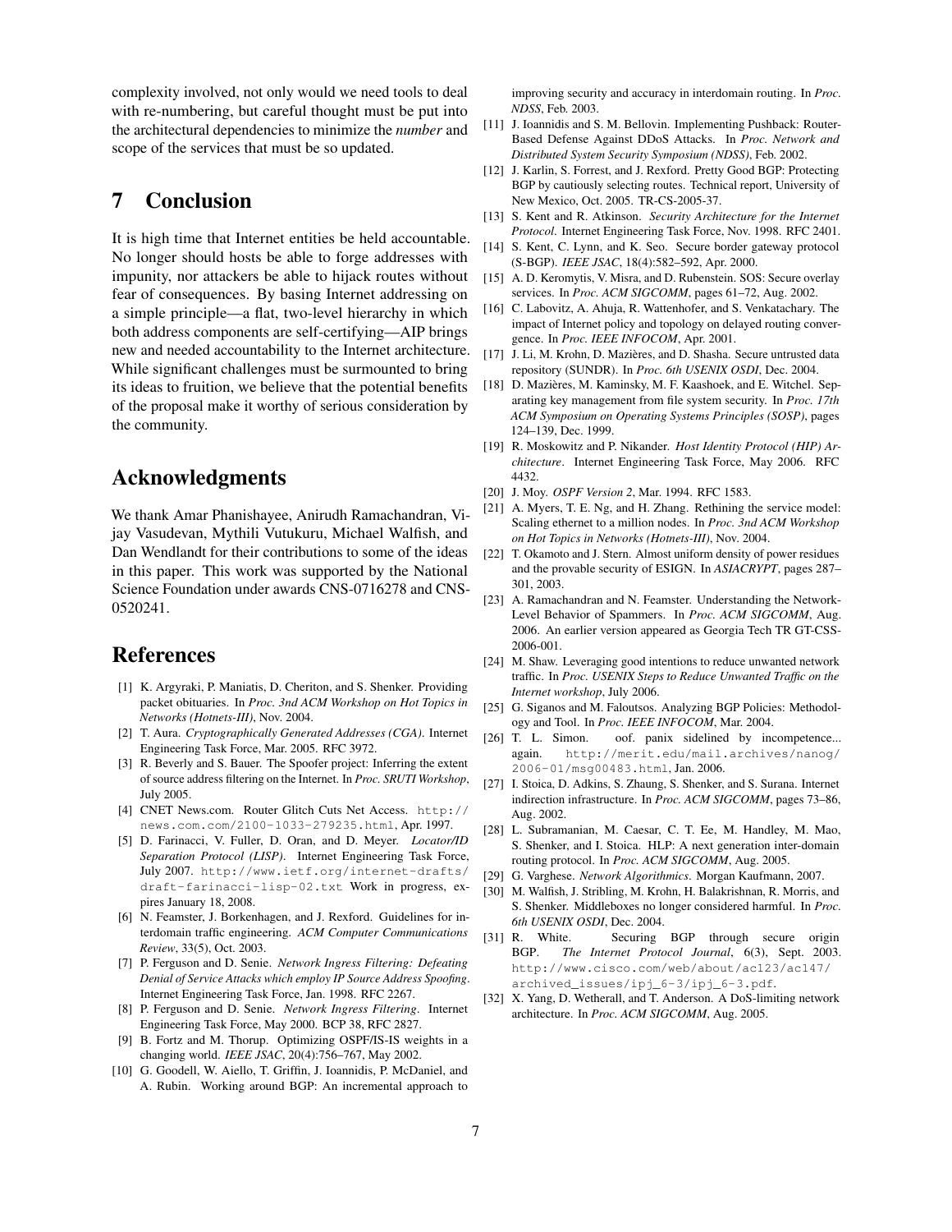complexity involved, not only would we need tools to deal with re-numbering, but careful thought must be put into the architectural dependencies to minimize the *number* and scope of the services that must be so updated.

# 7 Conclusion

It is high time that Internet entities be held accountable. No longer should hosts be able to forge addresses with impunity, nor attackers be able to hijack routes without fear of consequences. By basing Internet addressing on a simple principle—a flat, two-level hierarchy in which both address components are self-certifying—AIP brings new and needed accountability to the Internet architecture. While significant challenges must be surmounted to bring its ideas to fruition, we believe that the potential benefits of the proposal make it worthy of serious consideration by the community.

# Acknowledgments

We thank Amar Phanishayee, Anirudh Ramachandran, Vijay Vasudevan, Mythili Vutukuru, Michael Walfish, and Dan Wendlandt for their contributions to some of the ideas in this paper. This work was supported by the National Science Foundation under awards CNS-0716278 and CNS-0520241.

# References

[1] K. Argyraki, P. Maniatis, D. Cheriton, and S. Shenker. Providing packet obituaries. In *Proc. 3nd ACM Workshop on Hot Topics in Networks (Hotnets-III)*, Nov. 2004.

[2] T. Aura. *Cryptographically Generated Addresses (CGA)*. Internet Engineering Task Force, Mar. 2005. RFC 3972.

[3] R. Beverly and S. Bauer. The Spoofer project: Inferring the extent of source address filtering on the Internet. In *Proc. SRUTI Workshop*, July 2005.

[4] CNET News.com. Router Glitch Cuts Net Access. http://news.com.com/2100-1033-279235.html, Apr. 1997.

[5] D. Farinacci, V. Fuller, D. Oran, and D. Meyer. *Locator/ID Separation Protocol (LISP)*. Internet Engineering Task Force, July 2007. http://www.ietf.org/internet-drafts/draft-farinacci-lisp-02.txt Work in progress, expires January 18, 2008.

[6] N. Feamster, J. Borkenhagen, and J. Rexford. Guidelines for interdomain traffic engineering. *ACM Computer Communications Review*, 33(5), Oct. 2003.

[7] P. Ferguson and D. Senie. *Network Ingress Filtering: Defeating Denial of Service Attacks which employ IP Source Address Spoofing*. Internet Engineering Task Force, Jan. 1998. RFC 2267.

[8] P. Ferguson and D. Senie. *Network Ingress Filtering*. Internet Engineering Task Force, May 2000. BCP 38, RFC 2827.

[9] B. Fortz and M. Thorup. Optimizing OSPF/IS-IS weights in a changing world. *IEEE JSAC*, 20(4):756–767, May 2002.

[10] G. Goodell, W. Aiello, T. Griffin, J. Ioannidis, P. McDaniel, and A. Rubin. Working around BGP: An incremental approach to improving security and accuracy in interdomain routing. In *Proc. NDSS*, Feb. 2003.

[11] J. Ioannidis and S. M. Bellovin. Implementing Pushback: Router-Based Defense Against DDoS Attacks. In *Proc. Network and Distributed System Security Symposium (NDSS)*, Feb. 2002.

[12] J. Karlin, S. Forrest, and J. Rexford. Pretty Good BGP: Protecting BGP by cautiously selecting routes. Technical report, University of New Mexico, Oct. 2005. TR-CS-2005-37.

[13] S. Kent and R. Atkinson. *Security Architecture for the Internet Protocol*. Internet Engineering Task Force, Nov. 1998. RFC 2401.

[14] S. Kent, C. Lynn, and K. Seo. Secure border gateway protocol (S-BGP). *IEEE JSAC*, 18(4):582–592, Apr. 2000.

[15] A. D. Keromytis, V. Misra, and D. Rubenstein. SOS: Secure overlay services. In *Proc. ACM SIGCOMM*, pages 61–72, Aug. 2002.

[16] C. Labovitz, A. Ahuja, R. Wattenhofer, and S. Venkatachary. The impact of Internet policy and topology on delayed routing convergence. In *Proc. IEEE INFOCOM*, Apr. 2001.

[17] J. Li, M. Krohn, D. Mazières, and D. Shasha. Secure untrusted data repository (SUNDR). In *Proc. 6th USENIX OSDI*, Dec. 2004.

[18] D. Mazières, M. Kaminsky, M. F. Kaashoek, and E. Witchel. Separating key management from file system security. In *Proc. 17th ACM Symposium on Operating Systems Principles (SOSP)*, pages 124–139, Dec. 1999.

[19] R. Moskowitz and P. Nikander. *Host Identity Protocol (HIP) Architecture*. Internet Engineering Task Force, May 2006. RFC 4432.

[20] J. Moy. *OSPF Version 2*, Mar. 1994. RFC 1583.

[21] A. Myers, T. E. Ng, and H. Zhang. Rethinking the service model: Scaling ethernet to a million nodes. In *Proc. 3nd ACM Workshop on Hot Topics in Networks (Hotnets-III)*, Nov. 2004.

[22] T. Okamoto and J. Stern. Almost uniform density of power residues and the provable security of ESIGN. In *ASIACRYPT*, pages 287–301, 2003.

[23] A. Ramachandran and N. Feamster. Understanding the Network-Level Behavior of Spammers. In *Proc. ACM SIGCOMM*, Aug. 2006. An earlier version appeared as Georgia Tech TR GT-CSS-2006-001.

[24] M. Shaw. Leveraging good intentions to reduce unwanted network traffic. In *Proc. USENIX Steps to Reduce Unwanted Traffic on the Internet workshop*, July 2006.

[25] G. Siganos and M. Faloutsos. Analyzing BGP Policies: Methodology and Tool. In *Proc. IEEE INFOCOM*, Mar. 2004.

[26] T. L. Simon. oof. panix sidelined by incompetence... again. http://merit.edu/mail.archives/nanog/2006-01/msg00483.html, Jan. 2006.

[27] I. Stoica, D. Adkins, S. Zhaung, S. Shenker, and S. Surana. Internet indirection infrastructure. In *Proc. ACM SIGCOMM*, pages 73–86, Aug. 2002.

[28] L. Subramanian, M. Caesar, C. T. Ee, M. Handley, M. Mao, S. Shenker, and I. Stoica. HLP: A next generation inter-domain routing protocol. In *Proc. ACM SIGCOMM*, Aug. 2005.

[29] G. Varghese. *Network Algorithmics*. Morgan Kaufmann, 2007.

[30] M. Walfish, J. Stribling, M. Krohn, H. Balakrishnan, R. Morris, and S. Shenker. Middleboxes no longer considered harmful. In *Proc. 6th USENIX OSDI*, Dec. 2004.

[31] R. White. Securing BGP through secure origin BGP. *The Internet Protocol Journal*, 6(3), Sept. 2003. http://www.cisco.com/web/about/ac123/ac147/archived_issues/ipj_6-3/ipj_6-3.pdf.

[32] X. Yang, D. Wetherall, and T. Anderson. A DoS-limiting network architecture. In *Proc. ACM SIGCOMM*, Aug. 2005.